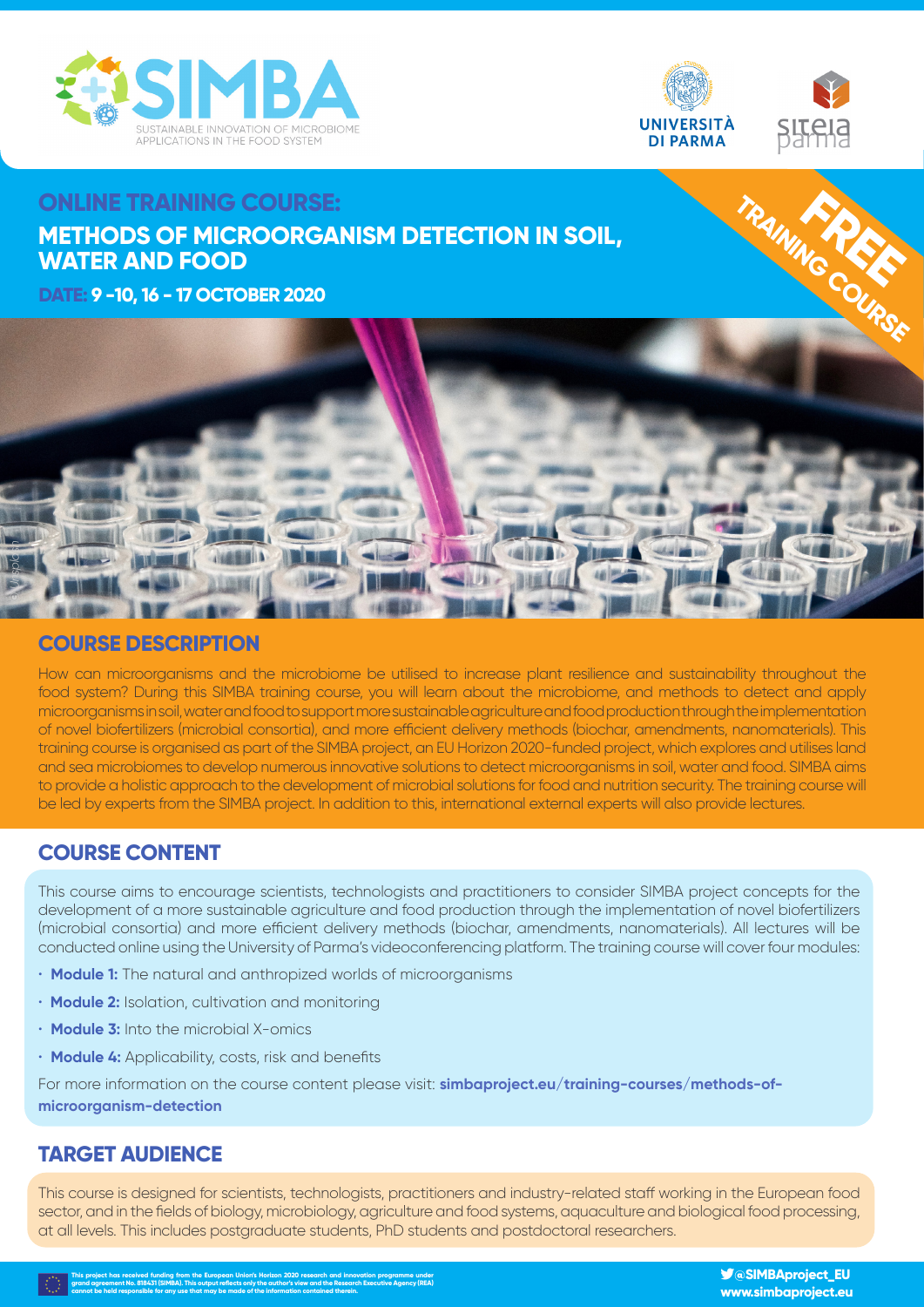SIMBA
SUSTAINABLE INNOVATION OF MICROBIOME APPLICATIONS IN THE FOOD SYSTEM

UNIVERSITÀ DI PARMA

siteia parma

# ONLINE TRAINING COURSE:

# METHODS OF MICROORGANISM DETECTION IN SOIL, WATER AND FOOD

**DATE: 9 -10, 16 - 17 OCTOBER 2020**

**FREE TRAINING COURSE**

## COURSE DESCRIPTION

How can microorganisms and the microbiome be utilised to increase plant resilience and sustainability throughout the food system? During this SIMBA training course, you will learn about the microbiome, and methods to detect and apply microorganisms in soil, water and food to support more sustainable agriculture and food production through the implementation of novel biofertilizers (microbial consortia), and more efficient delivery methods (biochar, amendments, nanomaterials). This training course is organised as part of the SIMBA project, an EU Horizon 2020-funded project, which explores and utilises land and sea microbiomes to develop numerous innovative solutions to detect microorganisms in soil, water and food. SIMBA aims to provide a holistic approach to the development of microbial solutions for food and nutrition security. The training course will be led by experts from the SIMBA project. In addition to this, international external experts will also provide lectures.

## COURSE CONTENT

This course aims to encourage scientists, technologists and practitioners to consider SIMBA project concepts for the development of a more sustainable agriculture and food production through the implementation of novel biofertilizers (microbial consortia) and more efficient delivery methods (biochar, amendments, nanomaterials). All lectures will be conducted online using the University of Parma's videoconferencing platform. The training course will cover four modules:

- **Module 1:** The natural and anthropized worlds of microorganisms
- **Module 2:** Isolation, cultivation and monitoring
- **Module 3:** Into the microbial X-omics
- **Module 4:** Applicability, costs, risk and benefits

For more information on the course content please visit: **simbaproject.eu/training-courses/methods-of-microorganism-detection**

## TARGET AUDIENCE

This course is designed for scientists, technologists, practitioners and industry-related staff working in the European food sector, and in the fields of biology, microbiology, agriculture and food systems, aquaculture and biological food processing, at all levels. This includes postgraduate students, PhD students and postdoctoral researchers.

This project has received funding from the European Union's Horizon 2020 research and innovation programme under grant agreement No. 818431 (SIMBA). This output reflects only the author's view and the Research Executive Agency (REA) cannot be held responsible for any use that may be made of the information contained therein.

@SIMBAproject_EU
www.simbaproject.eu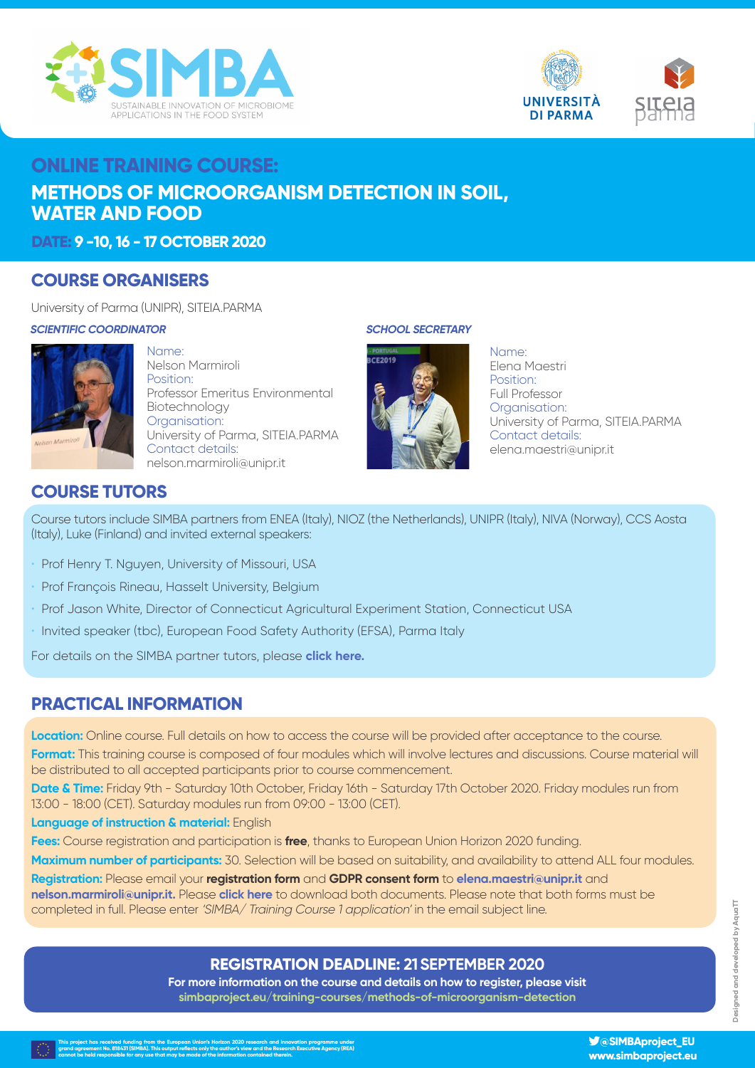SIMBA
SUSTAINABLE INNOVATION OF MICROBIOME APPLICATIONS IN THE FOOD SYSTEM

UNIVERSITÀ DI PARMA

SITEIA parma

# ONLINE TRAINING COURSE:

# METHODS OF MICROORGANISM DETECTION IN SOIL, WATER AND FOOD

**DATE: 9 -10, 16 – 17 OCTOBER 2020**

## COURSE ORGANISERS

University of Parma (UNIPR), SITEIA.PARMA

### *SCIENTIFIC COORDINATOR*

Name:
Nelson Marmiroli
Position:
Professor Emeritus Environmental Biotechnology
Organisation:
University of Parma, SITEIA.PARMA
Contact details:
nelson.marmiroli@unipr.it

### *SCHOOL SECRETARY*

Name:
Elena Maestri
Position:
Full Professor
Organisation:
University of Parma, SITEIA.PARMA
Contact details:
elena.maestri@unipr.it

## COURSE TUTORS

Course tutors include SIMBA partners from ENEA (Italy), NIOZ (the Netherlands), UNIPR (Italy), NIVA (Norway), CCS Aosta (Italy), Luke (Finland) and invited external speakers:

- Prof Henry T. Nguyen, University of Missouri, USA
- Prof François Rineau, Hasselt University, Belgium
- Prof Jason White, Director of Connecticut Agricultural Experiment Station, Connecticut USA
- Invited speaker (tbc), European Food Safety Authority (EFSA), Parma Italy

For details on the SIMBA partner tutors, please **click here.**

## PRACTICAL INFORMATION

**Location:** Online course. Full details on how to access the course will be provided after acceptance to the course.

**Format:** This training course is composed of four modules which will involve lectures and discussions. Course material will be distributed to all accepted participants prior to course commencement.

**Date & Time:** Friday 9th – Saturday 10th October, Friday 16th – Saturday 17th October 2020. Friday modules run from 13:00 – 18:00 (CET). Saturday modules run from 09:00 – 13:00 (CET).

**Language of instruction & material:** English

**Fees:** Course registration and participation is **free**, thanks to European Union Horizon 2020 funding.

**Maximum number of participants:** 30. Selection will be based on suitability, and availability to attend ALL four modules.

**Registration:** Please email your **registration form** and **GDPR consent form** to **elena.maestri@unipr.it** and **nelson.marmiroli@unipr.it.** Please **click here** to download both documents. Please note that both forms must be completed in full. Please enter *'SIMBA/ Training Course 1 application'* in the email subject line.

**REGISTRATION DEADLINE: 21 SEPTEMBER 2020**

**For more information on the course and details on how to register, please visit simbaproject.eu/training-courses/methods-of-microorganism-detection**

This project has received funding from the European Union's Horizon 2020 research and innovation programme under grant agreement No. 818431 (SIMBA). This output reflects only the author's view and the Research Executive Agency (REA) cannot be held responsible for any use that may be made of the information contained therein.

@SIMBAproject_EU
www.simbaproject.eu

Designed and developed by AquaTT